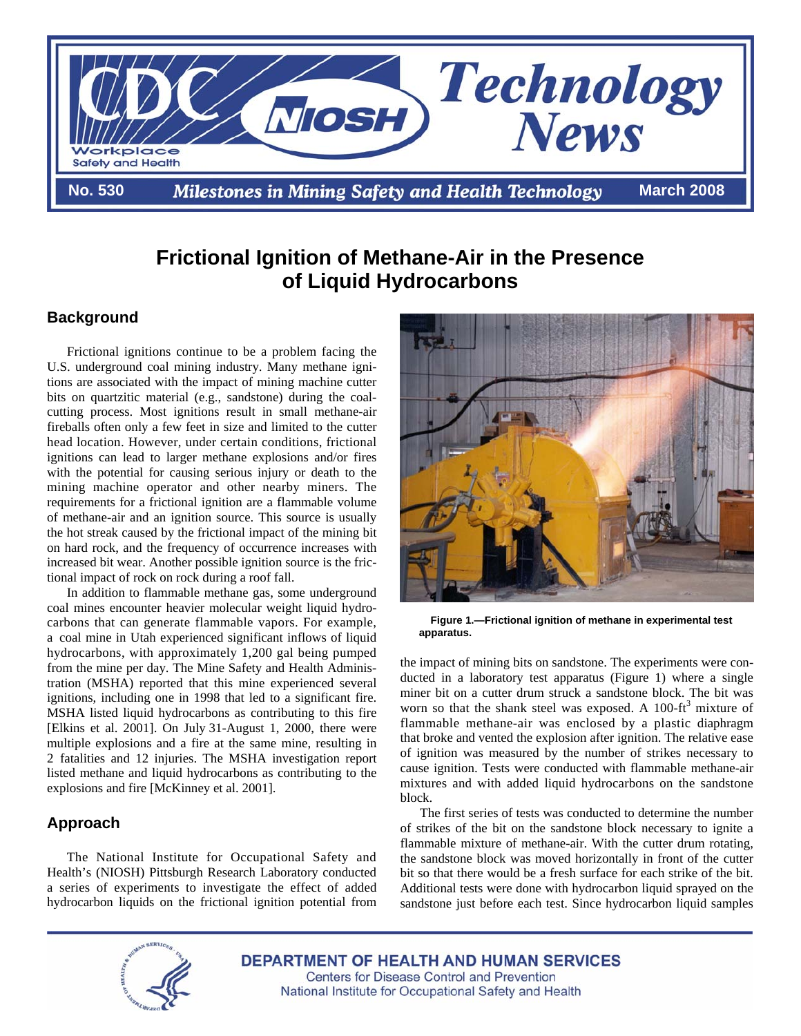# Frictional Ignition of Methane-Air in the Presence of Liquid Hydrocarbons

## Background

Frictional ignitions continue to be a problem facing the U.S. underground coal mining industry. Many methane ignitions are associated with the impact of mining machine cutter bits on quartzitic material (e.g., sandstone) during the coal-cutting process. Most ignitions result in small methane-air fireballs often only a few feet in size and limited to the cutter head location. However, under certain conditions, frictional ignitions can lead to larger methane explosions and/or fires with the potential for causing serious injury or death to the mining machine operator and other nearby miners. The requirements for a frictional ignition are a flammable volume of methane-air and an ignition source. This source is usually the hot streak caused by the frictional impact of the mining bit on hard rock, and the frequency of occurrence increases with increased bit wear. Another possible ignition source is the frictional impact of rock on rock during a roof fall.

In addition to flammable methane gas, some underground coal mines encounter heavier molecular weight liquid hydrocarbons that can generate flammable vapors. For example, a coal mine in Utah experienced significant inflows of liquid hydrocarbons, with approximately 1,200 gal being pumped from the mine per day. The Mine Safety and Health Administration (MSHA) reported that this mine experienced several ignitions, including one in 1998 that led to a significant fire. MSHA listed liquid hydrocarbons as contributing to this fire [Elkins et al. 2001]. On July 31-August 1, 2000, there were multiple explosions and a fire at the same mine, resulting in 2 fatalities and 12 injuries. The MSHA investigation report listed methane and liquid hydrocarbons as contributing to the explosions and fire [McKinney et al. 2001].

## Approach

The National Institute for Occupational Safety and Health's (NIOSH) Pittsburgh Research Laboratory conducted a series of experiments to investigate the effect of added hydrocarbon liquids on the frictional ignition potential from the impact of mining bits on sandstone. The experiments were conducted in a laboratory test apparatus (Figure 1) where a single miner bit on a cutter drum struck a sandstone block. The bit was worn so that the shank steel was exposed. A 100-ft$^3$ mixture of flammable methane-air was enclosed by a plastic diaphragm that broke and vented the explosion after ignition. The relative ease of ignition was measured by the number of strikes necessary to cause ignition. Tests were conducted with flammable methane-air mixtures and with added liquid hydrocarbons on the sandstone block.

**Figure 1.—Frictional ignition of methane in experimental test apparatus.**

The first series of tests was conducted to determine the number of strikes of the bit on the sandstone block necessary to ignite a flammable mixture of methane-air. With the cutter drum rotating, the sandstone block was moved horizontally in front of the cutter bit so that there would be a fresh surface for each strike of the bit. Additional tests were done with hydrocarbon liquid sprayed on the sandstone just before each test. Since hydrocarbon liquid samples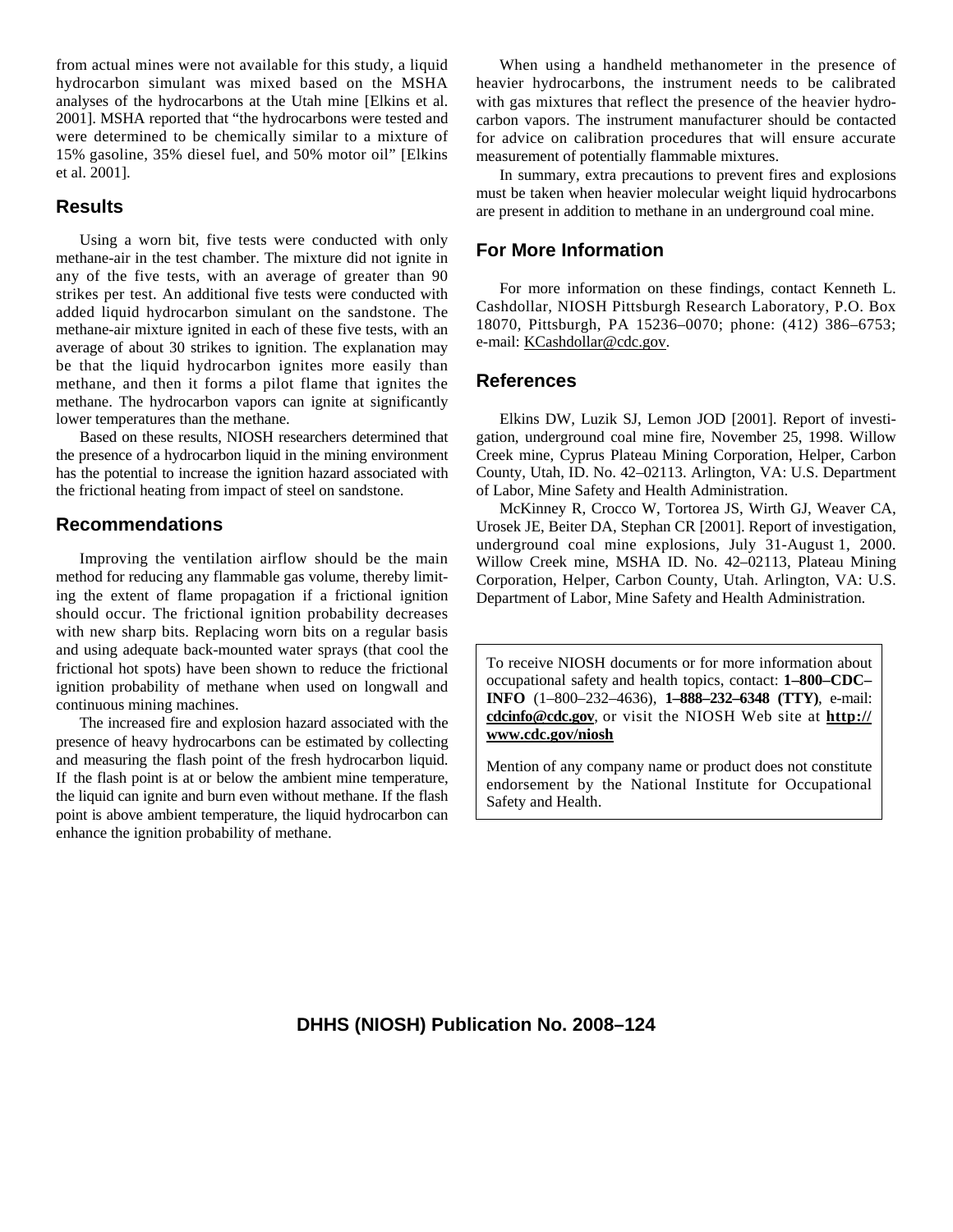from actual mines were not available for this study, a liquid hydrocarbon simulant was mixed based on the MSHA analyses of the hydrocarbons at the Utah mine [Elkins et al. 2001]. MSHA reported that "the hydrocarbons were tested and were determined to be chemically similar to a mixture of 15% gasoline, 35% diesel fuel, and 50% motor oil" [Elkins et al. 2001].

## Results

Using a worn bit, five tests were conducted with only methane-air in the test chamber. The mixture did not ignite in any of the five tests, with an average of greater than 90 strikes per test. An additional five tests were conducted with added liquid hydrocarbon simulant on the sandstone. The methane-air mixture ignited in each of these five tests, with an average of about 30 strikes to ignition. The explanation may be that the liquid hydrocarbon ignites more easily than methane, and then it forms a pilot flame that ignites the methane. The hydrocarbon vapors can ignite at significantly lower temperatures than the methane.

Based on these results, NIOSH researchers determined that the presence of a hydrocarbon liquid in the mining environment has the potential to increase the ignition hazard associated with the frictional heating from impact of steel on sandstone.

## Recommendations

Improving the ventilation airflow should be the main method for reducing any flammable gas volume, thereby limiting the extent of flame propagation if a frictional ignition should occur. The frictional ignition probability decreases with new sharp bits. Replacing worn bits on a regular basis and using adequate back-mounted water sprays (that cool the frictional hot spots) have been shown to reduce the frictional ignition probability of methane when used on longwall and continuous mining machines.

The increased fire and explosion hazard associated with the presence of heavy hydrocarbons can be estimated by collecting and measuring the flash point of the fresh hydrocarbon liquid. If the flash point is at or below the ambient mine temperature, the liquid can ignite and burn even without methane. If the flash point is above ambient temperature, the liquid hydrocarbon can enhance the ignition probability of methane.

When using a handheld methanometer in the presence of heavier hydrocarbons, the instrument needs to be calibrated with gas mixtures that reflect the presence of the heavier hydrocarbon vapors. The instrument manufacturer should be contacted for advice on calibration procedures that will ensure accurate measurement of potentially flammable mixtures.

In summary, extra precautions to prevent fires and explosions must be taken when heavier molecular weight liquid hydrocarbons are present in addition to methane in an underground coal mine.

## For More Information

For more information on these findings, contact Kenneth L. Cashdollar, NIOSH Pittsburgh Research Laboratory, P.O. Box 18070, Pittsburgh, PA 15236–0070; phone: (412) 386–6753; e-mail: KCashdollar@cdc.gov.

## References

Elkins DW, Luzik SJ, Lemon JOD [2001]. Report of investigation, underground coal mine fire, November 25, 1998. Willow Creek mine, Cyprus Plateau Mining Corporation, Helper, Carbon County, Utah, ID. No. 42–02113. Arlington, VA: U.S. Department of Labor, Mine Safety and Health Administration.

McKinney R, Crocco W, Tortorea JS, Wirth GJ, Weaver CA, Urosek JE, Beiter DA, Stephan CR [2001]. Report of investigation, underground coal mine explosions, July 31-August 1, 2000. Willow Creek mine, MSHA ID. No. 42–02113, Plateau Mining Corporation, Helper, Carbon County, Utah. Arlington, VA: U.S. Department of Labor, Mine Safety and Health Administration.

To receive NIOSH documents or for more information about occupational safety and health topics, contact: **1–800–CDC–INFO** (1–800–232–4636), **1–888–232–6348 (TTY)**, e-mail: **cdcinfo@cdc.gov**, or visit the NIOSH Web site at **http://www.cdc.gov/niosh**

Mention of any company name or product does not constitute endorsement by the National Institute for Occupational Safety and Health.

**DHHS (NIOSH) Publication No. 2008–124**